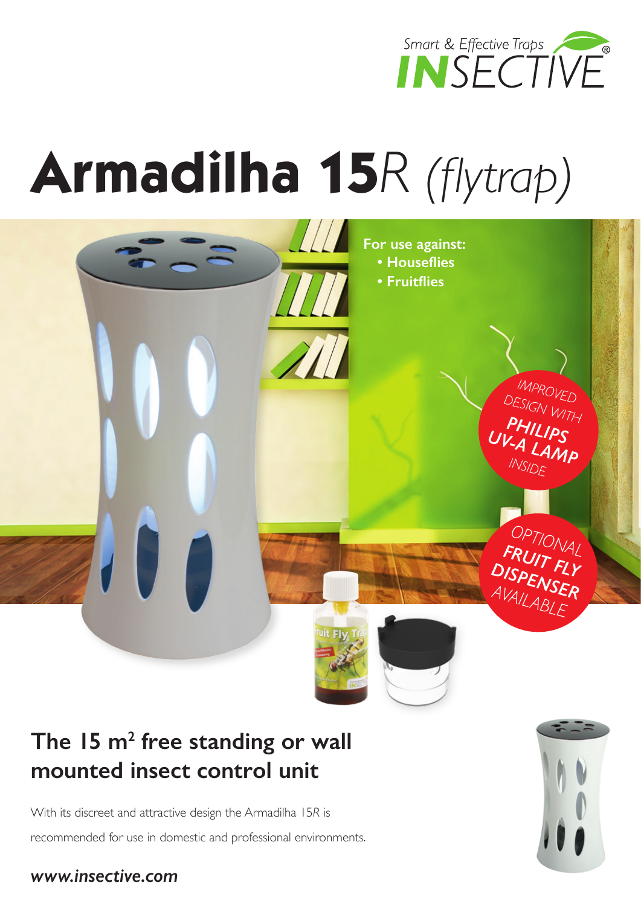Smart & Effective Traps

INSECTIVE®

# Armadilha 15*R* *(flytrap)*

**For use against:**

- **Houseflies**
- **Fruitflies**

*IMPROVED DESIGN WITH* ***PHILIPS UV-A LAMP*** *INSIDE*

*OPTIONAL* ***FRUIT FLY DISPENSER*** *AVAILABLE*

## The 15 m$^2$ free standing or wall mounted insect control unit

With its discreet and attractive design the Armadilha 15*R* is recommended for use in domestic and professional environments.

***www.insective.com***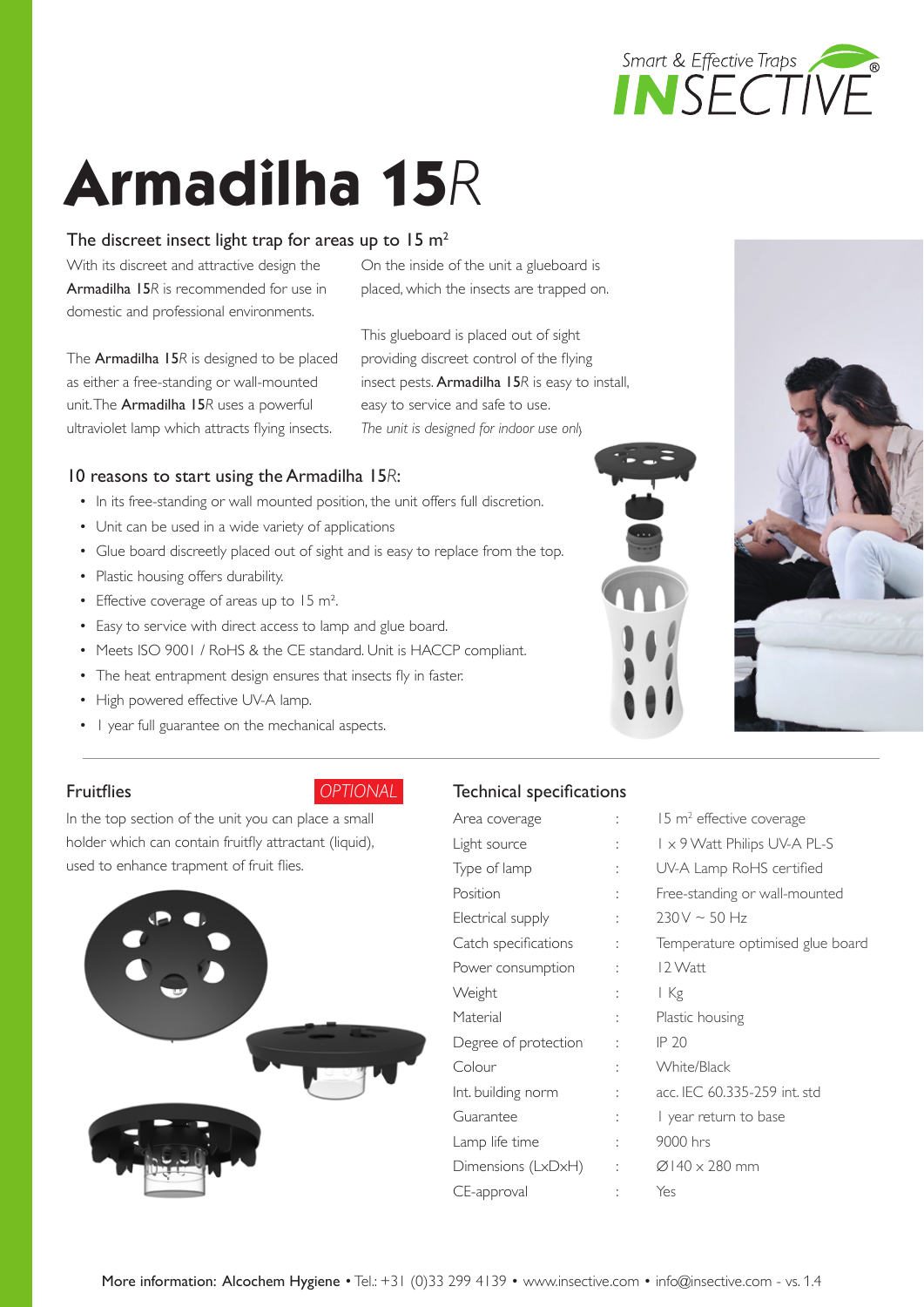Smart & Effective Traps

INSECTIVE®

# Armadilha 15*R*

## The discreet insect light trap for areas up to 15 m²

With its discreet and attractive design the **Armadilha 15***R* is recommended for use in domestic and professional environments.

The **Armadilha 15***R* is designed to be placed as either a free-standing or wall-mounted unit. The **Armadilha 15***R* uses a powerful ultraviolet lamp which attracts flying insects.

On the inside of the unit a glueboard is placed, which the insects are trapped on.

This glueboard is placed out of sight providing discreet control of the flying insect pests. **Armadilha 15***R* is easy to install, easy to service and safe to use.

*The unit is designed for indoor use only*

## 10 reasons to start using the Armadilha 15*R*:

- In its free-standing or wall mounted position, the unit offers full discretion.
- Unit can be used in a wide variety of applications
- Glue board discreetly placed out of sight and is easy to replace from the top.
- Plastic housing offers durability.
- Effective coverage of areas up to 15 m².
- Easy to service with direct access to lamp and glue board.
- Meets ISO 9001 / RoHS & the CE standard. Unit is HACCP compliant.
- The heat entrapment design ensures that insects fly in faster.
- High powered effective UV-A lamp.
- 1 year full guarantee on the mechanical aspects.

## Fruitflies

*OPTIONAL*

In the top section of the unit you can place a small holder which can contain fruitfly attractant (liquid), used to enhance trapment of fruit flies.

## Technical specifications

| | | |
|---|---|---|
| Area coverage | : | 15 m² effective coverage |
| Light source | : | 1 x 9 Watt Philips UV-A PL-S |
| Type of lamp | : | UV-A Lamp RoHS certified |
| Position | : | Free-standing or wall-mounted |
| Electrical supply | : | 230 V ~ 50 Hz |
| Catch specifications | : | Temperature optimised glue board |
| Power consumption | : | 12 Watt |
| Weight | : | 1 Kg |
| Material | : | Plastic housing |
| Degree of protection | : | IP 20 |
| Colour | : | White/Black |
| Int. building norm | : | acc. IEC 60.335-259 int. std |
| Guarantee | : | 1 year return to base |
| Lamp life time | : | 9000 hrs |
| Dimensions (LxDxH) | : | Ø140 x 280 mm |
| CE-approval | : | Yes |

More information: Alcochem Hygiene • Tel.: +31 (0)33 299 4139 • www.insective.com • info@insective.com - vs. 1.4